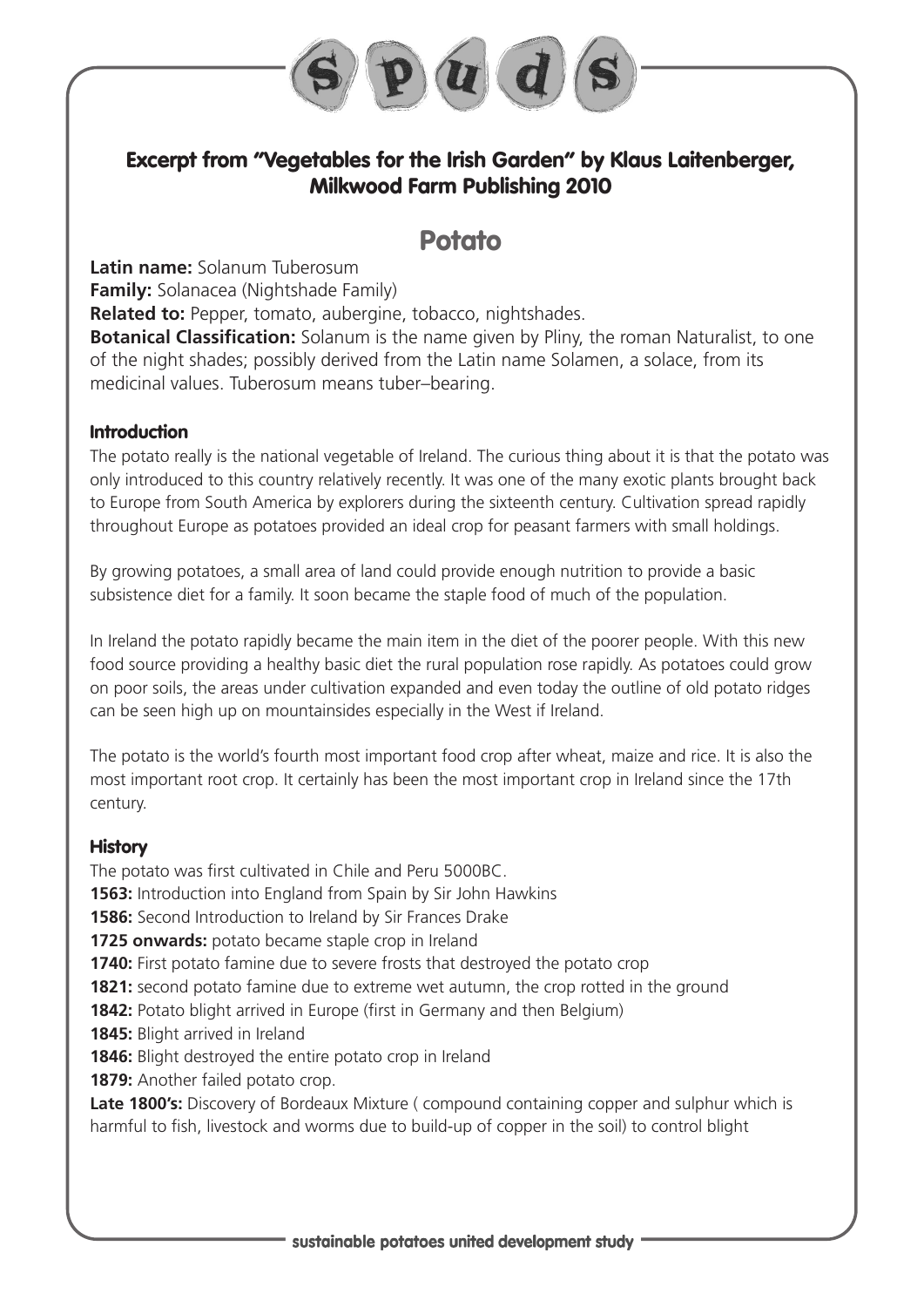# spuds

## Excerpt from "Vegetables for the Irish Garden" by Klaus Laitenberger, Milkwood Farm Publishing 2010

## Potato

**Latin name:** Solanum Tuberosum
**Family:** Solanacea (Nightshade Family)
**Related to:** Pepper, tomato, aubergine, tobacco, nightshades.
**Botanical Classification:** Solanum is the name given by Pliny, the roman Naturalist, to one of the night shades; possibly derived from the Latin name Solamen, a solace, from its medicinal values. Tuberosum means tuber–bearing.

### Introduction

The potato really is the national vegetable of Ireland. The curious thing about it is that the potato was only introduced to this country relatively recently. It was one of the many exotic plants brought back to Europe from South America by explorers during the sixteenth century. Cultivation spread rapidly throughout Europe as potatoes provided an ideal crop for peasant farmers with small holdings.

By growing potatoes, a small area of land could provide enough nutrition to provide a basic subsistence diet for a family. It soon became the staple food of much of the population.

In Ireland the potato rapidly became the main item in the diet of the poorer people. With this new food source providing a healthy basic diet the rural population rose rapidly. As potatoes could grow on poor soils, the areas under cultivation expanded and even today the outline of old potato ridges can be seen high up on mountainsides especially in the West if Ireland.

The potato is the world's fourth most important food crop after wheat, maize and rice. It is also the most important root crop. It certainly has been the most important crop in Ireland since the 17th century.

### History

The potato was first cultivated in Chile and Peru 5000BC.
**1563:** Introduction into England from Spain by Sir John Hawkins
**1586:** Second Introduction to Ireland by Sir Frances Drake
**1725 onwards:** potato became staple crop in Ireland
**1740:** First potato famine due to severe frosts that destroyed the potato crop
**1821:** second potato famine due to extreme wet autumn, the crop rotted in the ground
**1842:** Potato blight arrived in Europe (first in Germany and then Belgium)
**1845:** Blight arrived in Ireland
**1846:** Blight destroyed the entire potato crop in Ireland
**1879:** Another failed potato crop.
**Late 1800's:** Discovery of Bordeaux Mixture ( compound containing copper and sulphur which is harmful to fish, livestock and worms due to build-up of copper in the soil) to control blight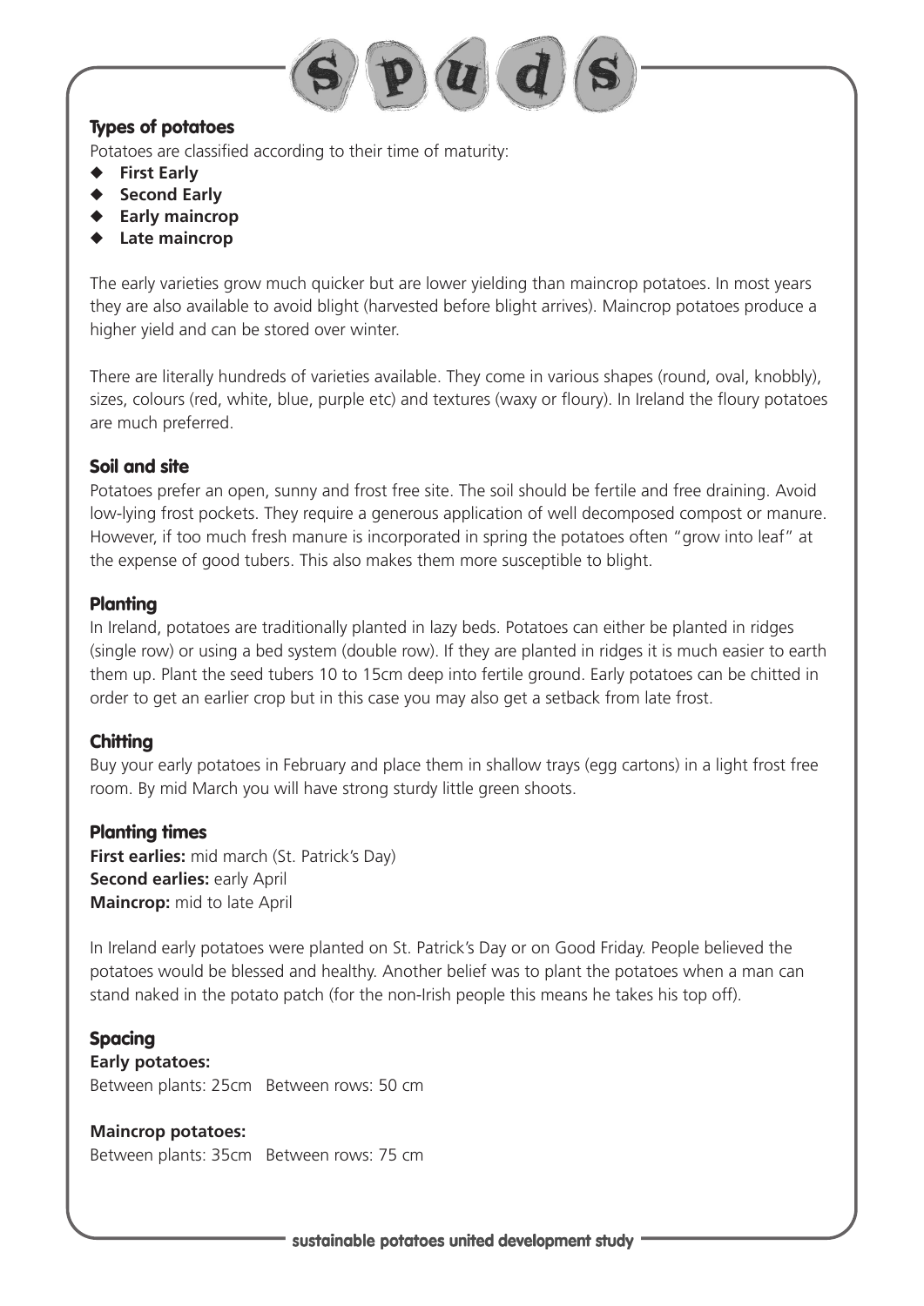## Types of potatoes

Potatoes are classified according to their time of maturity:

- **First Early**
- **Second Early**
- **Early maincrop**
- **Late maincrop**

The early varieties grow much quicker but are lower yielding than maincrop potatoes. In most years they are also available to avoid blight (harvested before blight arrives). Maincrop potatoes produce a higher yield and can be stored over winter.

There are literally hundreds of varieties available. They come in various shapes (round, oval, knobbly), sizes, colours (red, white, blue, purple etc) and textures (waxy or floury). In Ireland the floury potatoes are much preferred.

## Soil and site

Potatoes prefer an open, sunny and frost free site. The soil should be fertile and free draining. Avoid low-lying frost pockets. They require a generous application of well decomposed compost or manure. However, if too much fresh manure is incorporated in spring the potatoes often "grow into leaf" at the expense of good tubers. This also makes them more susceptible to blight.

## Planting

In Ireland, potatoes are traditionally planted in lazy beds. Potatoes can either be planted in ridges (single row) or using a bed system (double row). If they are planted in ridges it is much easier to earth them up. Plant the seed tubers 10 to 15cm deep into fertile ground. Early potatoes can be chitted in order to get an earlier crop but in this case you may also get a setback from late frost.

## Chitting

Buy your early potatoes in February and place them in shallow trays (egg cartons) in a light frost free room. By mid March you will have strong sturdy little green shoots.

## Planting times

**First earlies:** mid march (St. Patrick's Day)
**Second earlies:** early April
**Maincrop:** mid to late April

In Ireland early potatoes were planted on St. Patrick's Day or on Good Friday. People believed the potatoes would be blessed and healthy. Another belief was to plant the potatoes when a man can stand naked in the potato patch (for the non-Irish people this means he takes his top off).

## Spacing

**Early potatoes:**
Between plants: 25cm Between rows: 50 cm

**Maincrop potatoes:**
Between plants: 35cm Between rows: 75 cm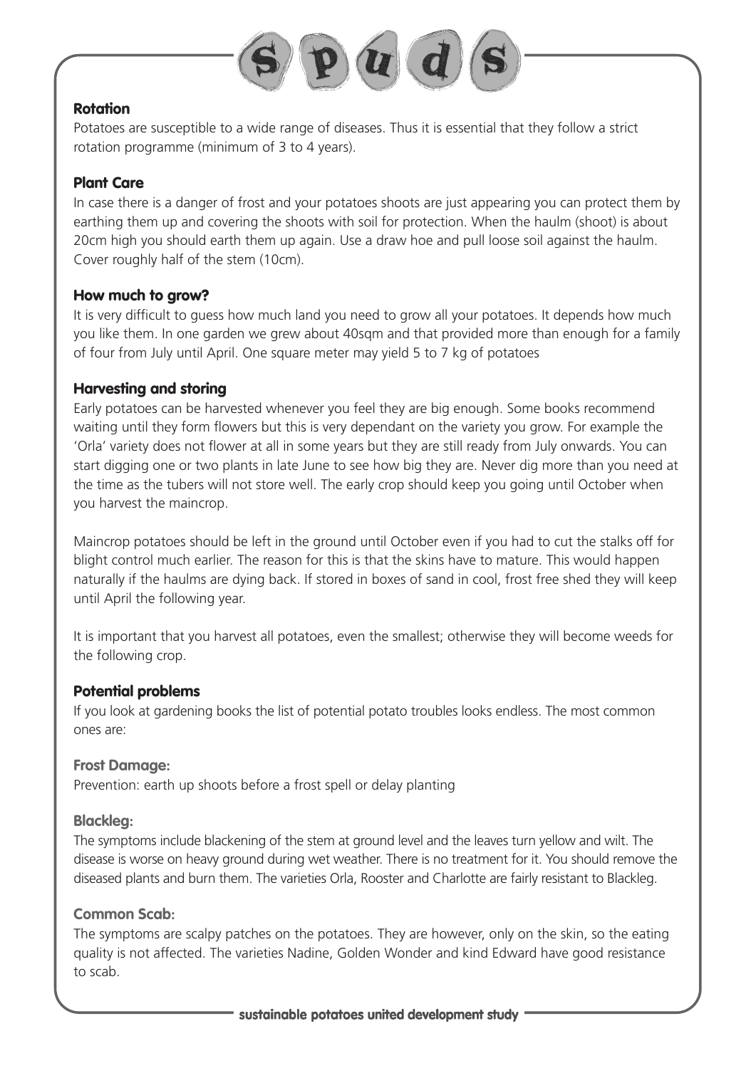## Rotation

Potatoes are susceptible to a wide range of diseases. Thus it is essential that they follow a strict rotation programme (minimum of 3 to 4 years).

## Plant Care

In case there is a danger of frost and your potatoes shoots are just appearing you can protect them by earthing them up and covering the shoots with soil for protection. When the haulm (shoot) is about 20cm high you should earth them up again. Use a draw hoe and pull loose soil against the haulm. Cover roughly half of the stem (10cm).

## How much to grow?

It is very difficult to guess how much land you need to grow all your potatoes. It depends how much you like them. In one garden we grew about 40sqm and that provided more than enough for a family of four from July until April. One square meter may yield 5 to 7 kg of potatoes

## Harvesting and storing

Early potatoes can be harvested whenever you feel they are big enough. Some books recommend waiting until they form flowers but this is very dependant on the variety you grow. For example the 'Orla' variety does not flower at all in some years but they are still ready from July onwards. You can start digging one or two plants in late June to see how big they are. Never dig more than you need at the time as the tubers will not store well. The early crop should keep you going until October when you harvest the maincrop.

Maincrop potatoes should be left in the ground until October even if you had to cut the stalks off for blight control much earlier. The reason for this is that the skins have to mature. This would happen naturally if the haulms are dying back. If stored in boxes of sand in cool, frost free shed they will keep until April the following year.

It is important that you harvest all potatoes, even the smallest; otherwise they will become weeds for the following crop.

## Potential problems

If you look at gardening books the list of potential potato troubles looks endless. The most common ones are:

### Frost Damage:

Prevention: earth up shoots before a frost spell or delay planting

### Blackleg:

The symptoms include blackening of the stem at ground level and the leaves turn yellow and wilt. The disease is worse on heavy ground during wet weather. There is no treatment for it. You should remove the diseased plants and burn them. The varieties Orla, Rooster and Charlotte are fairly resistant to Blackleg.

### Common Scab:

The symptoms are scalpy patches on the potatoes. They are however, only on the skin, so the eating quality is not affected. The varieties Nadine, Golden Wonder and kind Edward have good resistance to scab.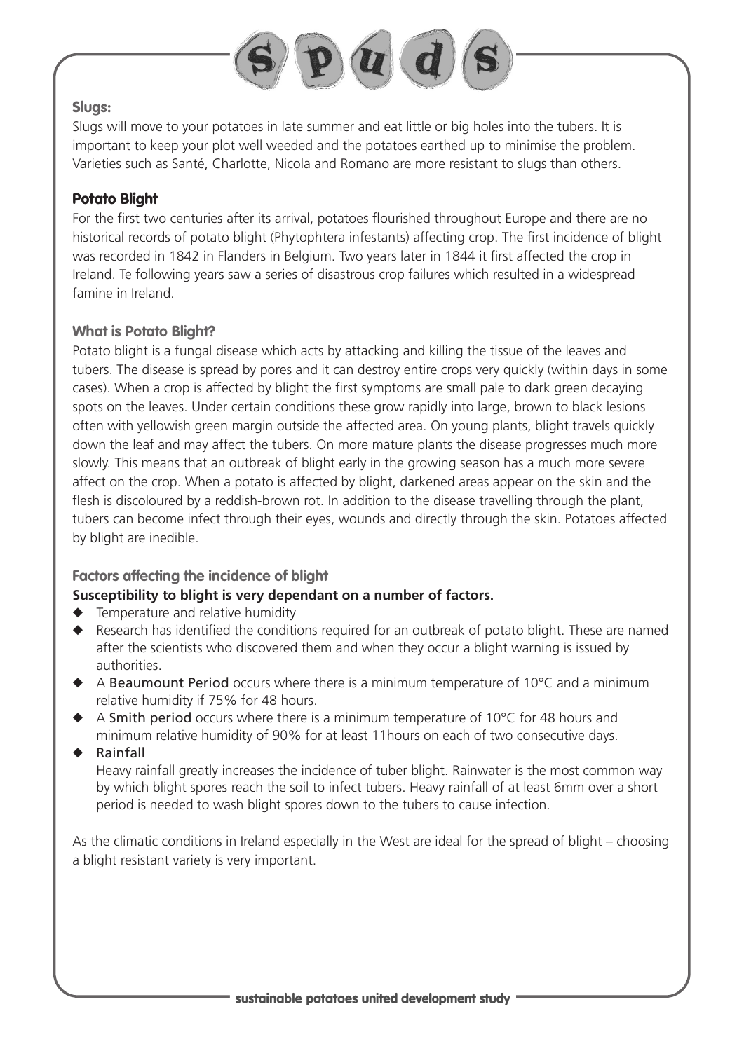### Slugs:

Slugs will move to your potatoes in late summer and eat little or big holes into the tubers. It is important to keep your plot well weeded and the potatoes earthed up to minimise the problem. Varieties such as Santé, Charlotte, Nicola and Romano are more resistant to slugs than others.

## Potato Blight

For the first two centuries after its arrival, potatoes flourished throughout Europe and there are no historical records of potato blight (Phytophtera infestants) affecting crop. The first incidence of blight was recorded in 1842 in Flanders in Belgium. Two years later in 1844 it first affected the crop in Ireland. Te following years saw a series of disastrous crop failures which resulted in a widespread famine in Ireland.

### What is Potato Blight?

Potato blight is a fungal disease which acts by attacking and killing the tissue of the leaves and tubers. The disease is spread by pores and it can destroy entire crops very quickly (within days in some cases). When a crop is affected by blight the first symptoms are small pale to dark green decaying spots on the leaves. Under certain conditions these grow rapidly into large, brown to black lesions often with yellowish green margin outside the affected area. On young plants, blight travels quickly down the leaf and may affect the tubers. On more mature plants the disease progresses much more slowly. This means that an outbreak of blight early in the growing season has a much more severe affect on the crop. When a potato is affected by blight, darkened areas appear on the skin and the flesh is discoloured by a reddish-brown rot. In addition to the disease travelling through the plant, tubers can become infect through their eyes, wounds and directly through the skin. Potatoes affected by blight are inedible.

### Factors affecting the incidence of blight

**Susceptibility to blight is very dependant on a number of factors.**

- Temperature and relative humidity
- Research has identified the conditions required for an outbreak of potato blight. These are named after the scientists who discovered them and when they occur a blight warning is issued by authorities.
- A Beaumount Period occurs where there is a minimum temperature of 10°C and a minimum relative humidity if 75% for 48 hours.
- A Smith period occurs where there is a minimum temperature of 10°C for 48 hours and minimum relative humidity of 90% for at least 11hours on each of two consecutive days.
- Rainfall

  Heavy rainfall greatly increases the incidence of tuber blight. Rainwater is the most common way by which blight spores reach the soil to infect tubers. Heavy rainfall of at least 6mm over a short period is needed to wash blight spores down to the tubers to cause infection.

As the climatic conditions in Ireland especially in the West are ideal for the spread of blight – choosing a blight resistant variety is very important.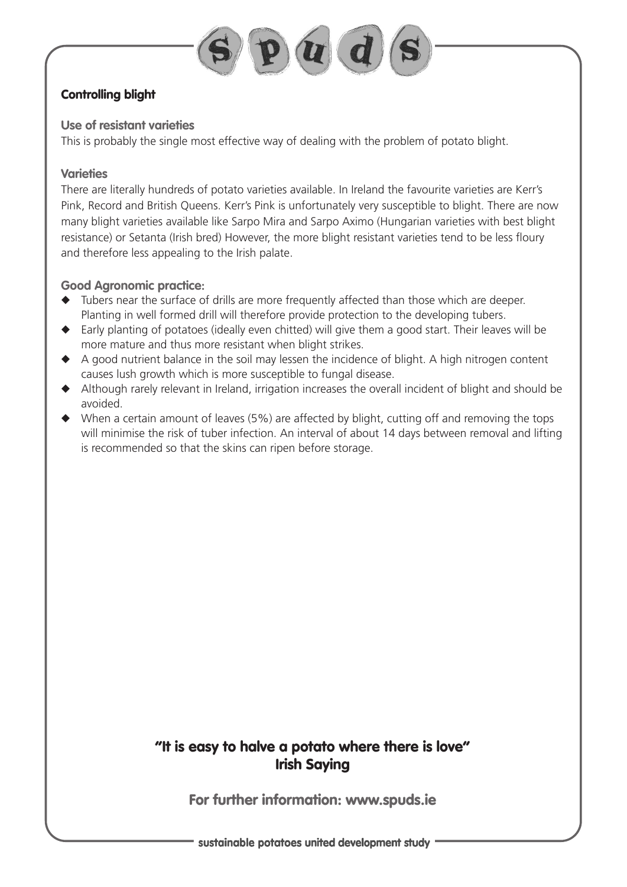## Controlling blight

### Use of resistant varieties

This is probably the single most effective way of dealing with the problem of potato blight.

### Varieties

There are literally hundreds of potato varieties available. In Ireland the favourite varieties are Kerr's Pink, Record and British Queens. Kerr's Pink is unfortunately very susceptible to blight. There are now many blight varieties available like Sarpo Mira and Sarpo Aximo (Hungarian varieties with best blight resistance) or Setanta (Irish bred) However, the more blight resistant varieties tend to be less floury and therefore less appealing to the Irish palate.

### Good Agronomic practice:

- Tubers near the surface of drills are more frequently affected than those which are deeper. Planting in well formed drill will therefore provide protection to the developing tubers.
- Early planting of potatoes (ideally even chitted) will give them a good start. Their leaves will be more mature and thus more resistant when blight strikes.
- A good nutrient balance in the soil may lessen the incidence of blight. A high nitrogen content causes lush growth which is more susceptible to fungal disease.
- Although rarely relevant in Ireland, irrigation increases the overall incident of blight and should be avoided.
- When a certain amount of leaves (5%) are affected by blight, cutting off and removing the tops will minimise the risk of tuber infection. An interval of about 14 days between removal and lifting is recommended so that the skins can ripen before storage.

**"It is easy to halve a potato where there is love"**
**Irish Saying**

**For further information: www.spuds.ie**